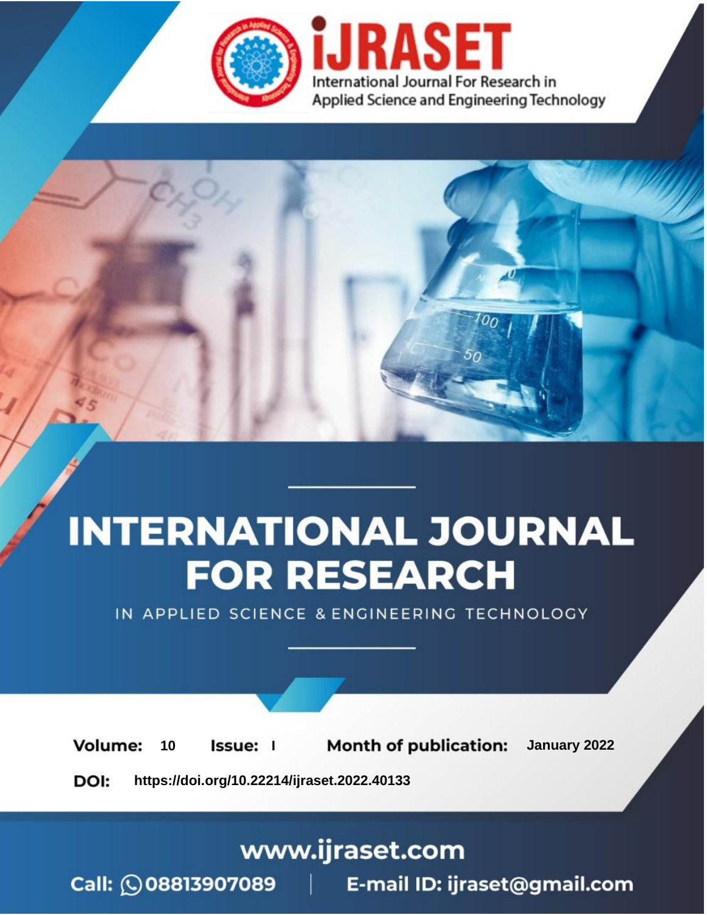iJRASET

International Journal For Research in Applied Science and Engineering Technology

# INTERNATIONAL JOURNAL FOR RESEARCH

IN APPLIED SCIENCE & ENGINEERING TECHNOLOGY

**Volume:** 10 **Issue:** I **Month of publication:** January 2022

**DOI:** https://doi.org/10.22214/ijraset.2022.40133

www.ijraset.com

Call: 08813907089 | E-mail ID: ijraset@gmail.com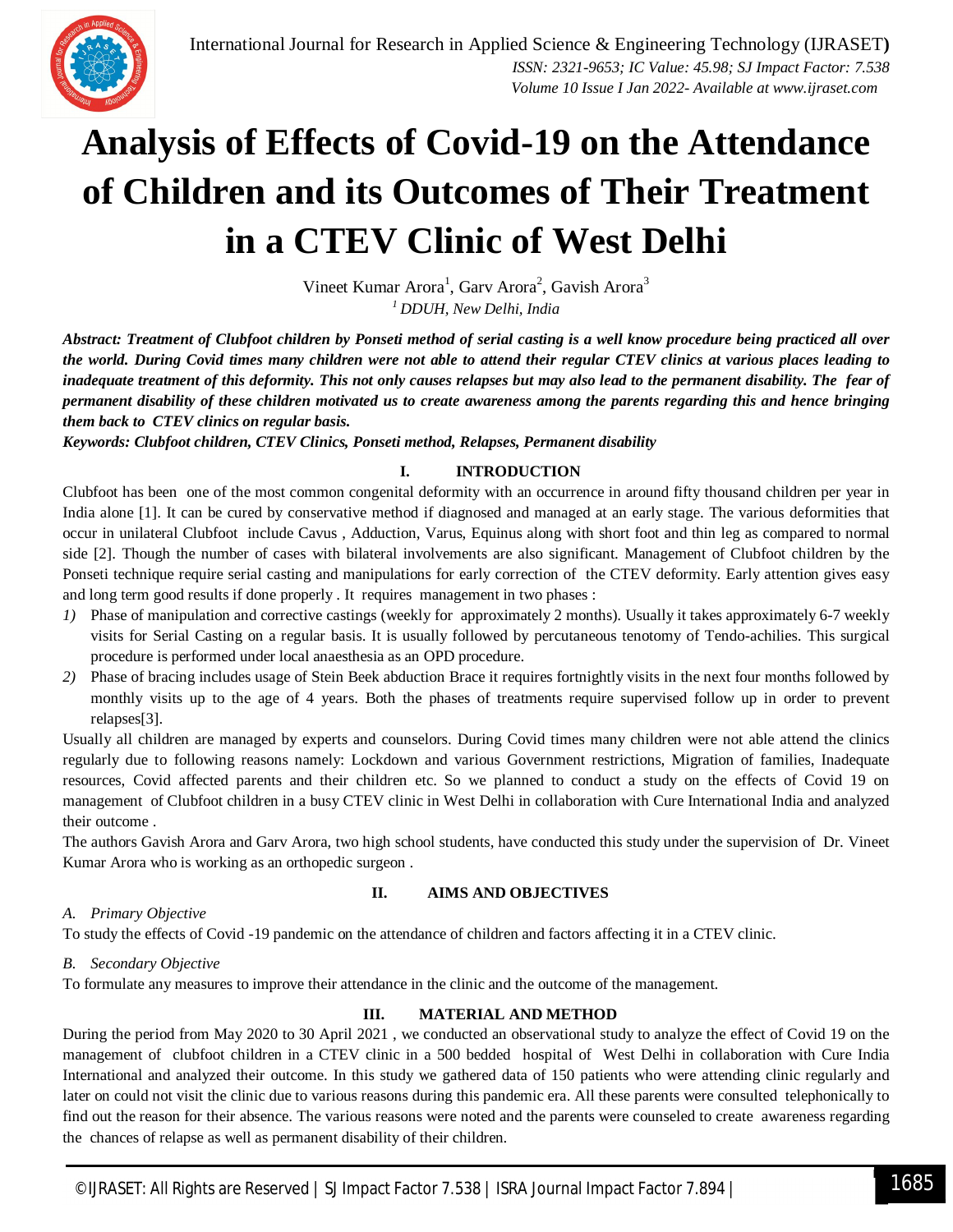# Analysis of Effects of Covid-19 on the Attendance of Children and its Outcomes of Their Treatment in a CTEV Clinic of West Delhi

Vineet Kumar Arora[1], Garv Arora[2], Gavish Arora[3]

[1] *DDUH, New Delhi, India*

***Abstract: Treatment of Clubfoot children by Ponseti method of serial casting is a well know procedure being practiced all over the world. During Covid times many children were not able to attend their regular CTEV clinics at various places leading to inadequate treatment of this deformity. This not only causes relapses but may also lead to the permanent disability. The fear of permanent disability of these children motivated us to create awareness among the parents regarding this and hence bringing them back to CTEV clinics on regular basis.***

***Keywords: Clubfoot children, CTEV Clinics, Ponseti method, Relapses, Permanent disability***

## I. INTRODUCTION

Clubfoot has been one of the most common congenital deformity with an occurrence in around fifty thousand children per year in India alone [1]. It can be cured by conservative method if diagnosed and managed at an early stage. The various deformities that occur in unilateral Clubfoot include Cavus , Adduction, Varus, Equinus along with short foot and thin leg as compared to normal side [2]. Though the number of cases with bilateral involvements are also significant. Management of Clubfoot children by the Ponseti technique require serial casting and manipulations for early correction of the CTEV deformity. Early attention gives easy and long term good results if done properly . It requires management in two phases :

1) Phase of manipulation and corrective castings (weekly for approximately 2 months). Usually it takes approximately 6-7 weekly visits for Serial Casting on a regular basis. It is usually followed by percutaneous tenotomy of Tendo-achilies. This surgical procedure is performed under local anaesthesia as an OPD procedure.
2) Phase of bracing includes usage of Stein Beek abduction Brace it requires fortnightly visits in the next four months followed by monthly visits up to the age of 4 years. Both the phases of treatments require supervised follow up in order to prevent relapses[3].

Usually all children are managed by experts and counselors. During Covid times many children were not able attend the clinics regularly due to following reasons namely: Lockdown and various Government restrictions, Migration of families, Inadequate resources, Covid affected parents and their children etc. So we planned to conduct a study on the effects of Covid 19 on management of Clubfoot children in a busy CTEV clinic in West Delhi in collaboration with Cure International India and analyzed their outcome .

The authors Gavish Arora and Garv Arora, two high school students, have conducted this study under the supervision of Dr. Vineet Kumar Arora who is working as an orthopedic surgeon .

## II. AIMS AND OBJECTIVES

### A. Primary Objective

To study the effects of Covid -19 pandemic on the attendance of children and factors affecting it in a CTEV clinic.

### B. Secondary Objective

To formulate any measures to improve their attendance in the clinic and the outcome of the management.

## III. MATERIAL AND METHOD

During the period from May 2020 to 30 April 2021 , we conducted an observational study to analyze the effect of Covid 19 on the management of clubfoot children in a CTEV clinic in a 500 bedded hospital of West Delhi in collaboration with Cure India International and analyzed their outcome. In this study we gathered data of 150 patients who were attending clinic regularly and later on could not visit the clinic due to various reasons during this pandemic era. All these parents were consulted telephonically to find out the reason for their absence. The various reasons were noted and the parents were counseled to create awareness regarding the chances of relapse as well as permanent disability of their children.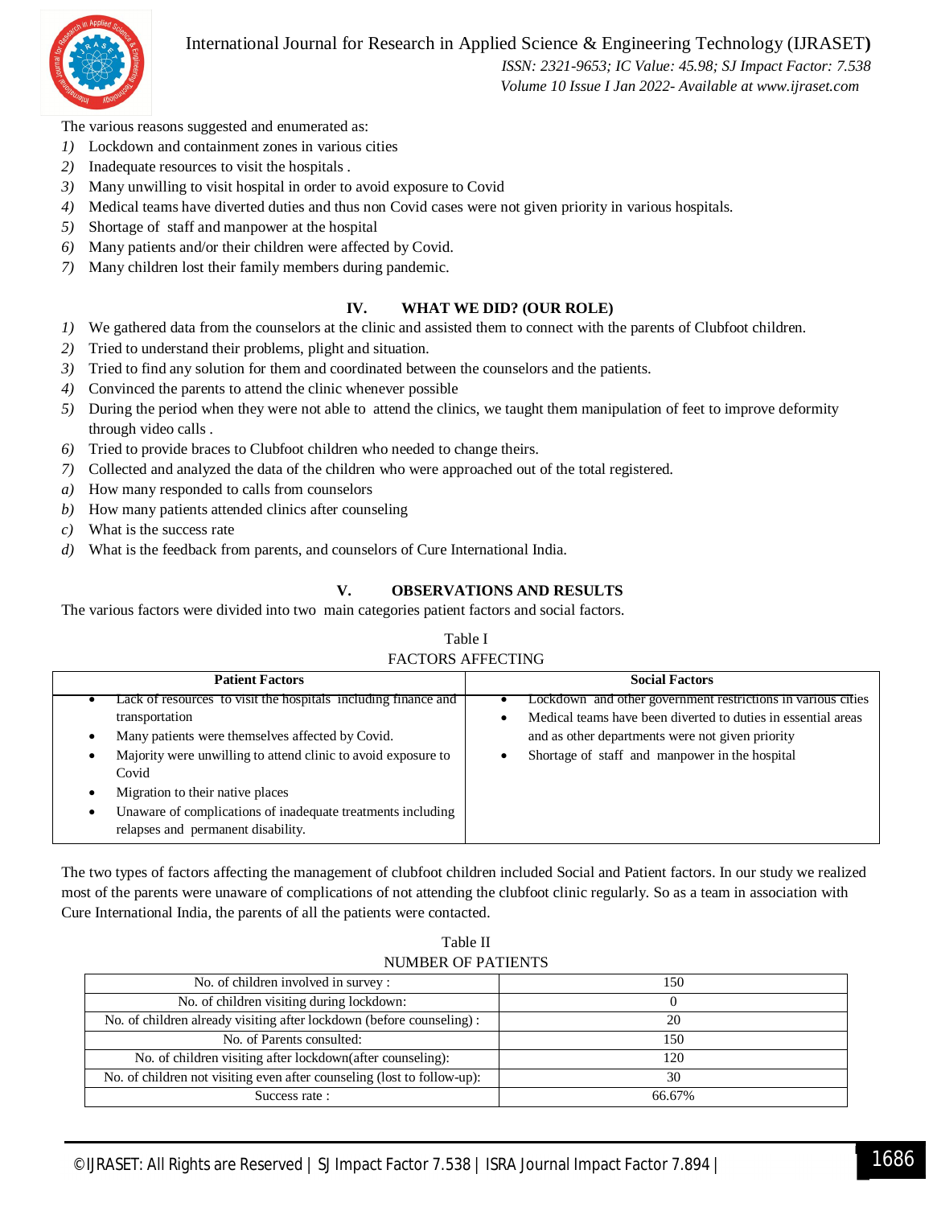The various reasons suggested and enumerated as:

1) Lockdown and containment zones in various cities
2) Inadequate resources to visit the hospitals .
3) Many unwilling to visit hospital in order to avoid exposure to Covid
4) Medical teams have diverted duties and thus non Covid cases were not given priority in various hospitals.
5) Shortage of staff and manpower at the hospital
6) Many patients and/or their children were affected by Covid.
7) Many children lost their family members during pandemic.

## IV. WHAT WE DID? (OUR ROLE)

1) We gathered data from the counselors at the clinic and assisted them to connect with the parents of Clubfoot children.
2) Tried to understand their problems, plight and situation.
3) Tried to find any solution for them and coordinated between the counselors and the patients.
4) Convinced the parents to attend the clinic whenever possible
5) During the period when they were not able to attend the clinics, we taught them manipulation of feet to improve deformity through video calls .
6) Tried to provide braces to Clubfoot children who needed to change theirs.
7) Collected and analyzed the data of the children who were approached out of the total registered.

a) How many responded to calls from counselors
b) How many patients attended clinics after counseling
c) What is the success rate
d) What is the feedback from parents, and counselors of Cure International India.

## V. OBSERVATIONS AND RESULTS

The various factors were divided into two main categories patient factors and social factors.

Table I
FACTORS AFFECTING

| Patient Factors | Social Factors |
|---|---|
| • Lack of resources to visit the hospitals including finance and transportation<br>• Many patients were themselves affected by Covid.<br>• Majority were unwilling to attend clinic to avoid exposure to Covid<br>• Migration to their native places<br>• Unaware of complications of inadequate treatments including relapses and permanent disability. | • Lockdown and other government restrictions in various cities<br>• Medical teams have been diverted to duties in essential areas and as other departments were not given priority<br>• Shortage of staff and manpower in the hospital |

The two types of factors affecting the management of clubfoot children included Social and Patient factors. In our study we realized most of the parents were unaware of complications of not attending the clubfoot clinic regularly. So as a team in association with Cure International India, the parents of all the patients were contacted.

Table II
NUMBER OF PATIENTS

| | |
|---|---|
| No. of children involved in survey : | 150 |
| No. of children visiting during lockdown: | 0 |
| No. of children already visiting after lockdown (before counseling) : | 20 |
| No. of Parents consulted: | 150 |
| No. of children visiting after lockdown(after counseling): | 120 |
| No. of children not visiting even after counseling (lost to follow-up): | 30 |
| Success rate : | 66.67% |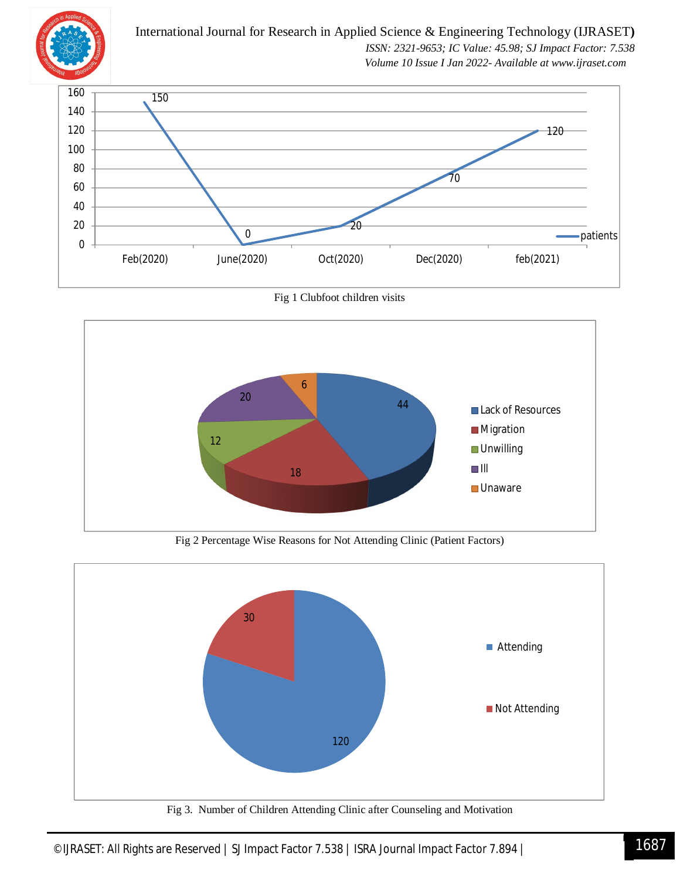Fig 1 Clubfoot children visits

Fig 2 Percentage Wise Reasons for Not Attending Clinic (Patient Factors)

Fig 3. Number of Children Attending Clinic after Counseling and Motivation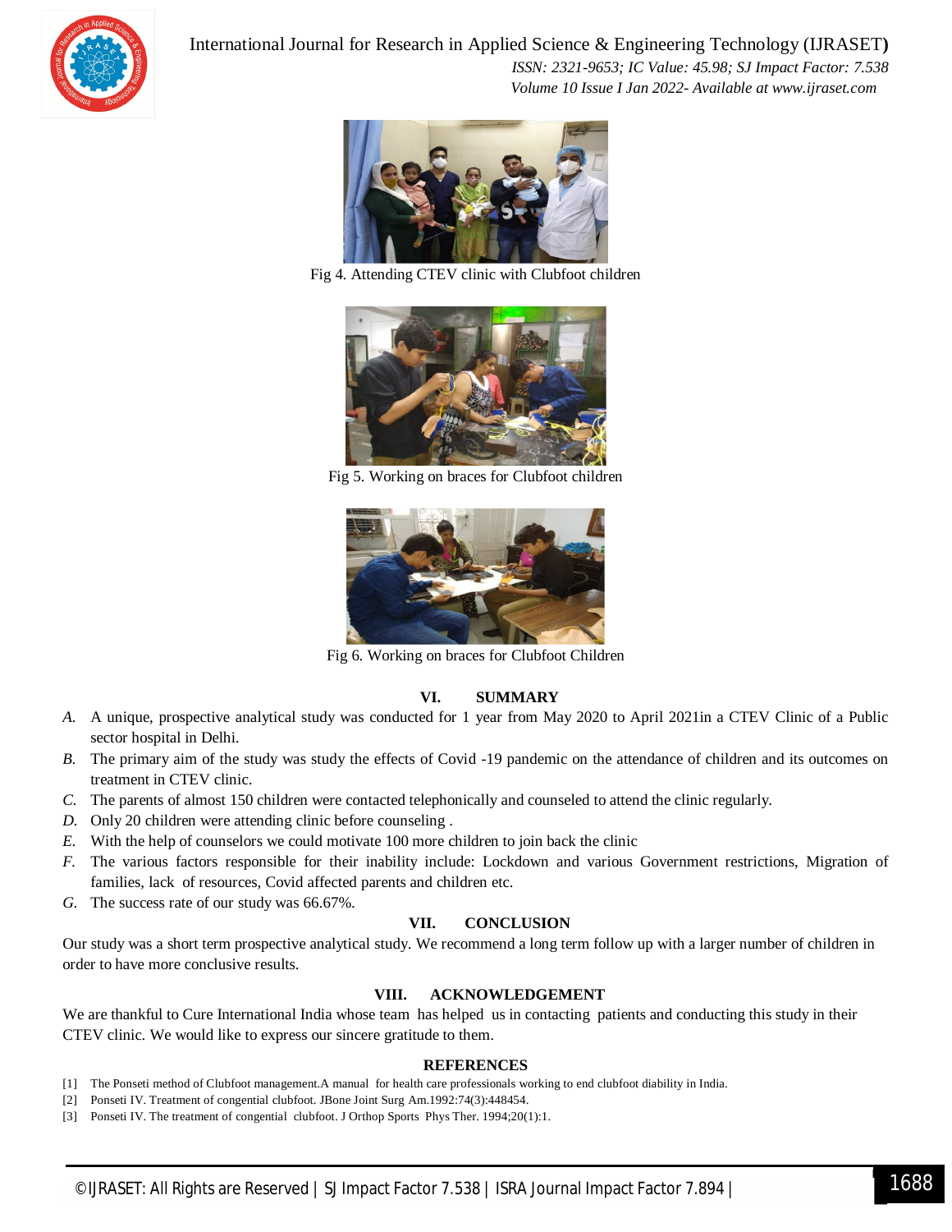Fig 4. Attending CTEV clinic with Clubfoot children

Fig 5. Working on braces for Clubfoot children

Fig 6. Working on braces for Clubfoot Children

## VI. SUMMARY

*A.* A unique, prospective analytical study was conducted for 1 year from May 2020 to April 2021in a CTEV Clinic of a Public sector hospital in Delhi.

*B.* The primary aim of the study was study the effects of Covid -19 pandemic on the attendance of children and its outcomes on treatment in CTEV clinic.

*C.* The parents of almost 150 children were contacted telephonically and counseled to attend the clinic regularly.

*D.* Only 20 children were attending clinic before counseling .

*E.* With the help of counselors we could motivate 100 more children to join back the clinic

*F.* The various factors responsible for their inability include: Lockdown and various Government restrictions, Migration of families, lack of resources, Covid affected parents and children etc.

*G.* The success rate of our study was 66.67%.

## VII. CONCLUSION

Our study was a short term prospective analytical study. We recommend a long term follow up with a larger number of children in order to have more conclusive results.

## VIII. ACKNOWLEDGEMENT

We are thankful to Cure International India whose team has helped us in contacting patients and conducting this study in their CTEV clinic. We would like to express our sincere gratitude to them.

## REFERENCES

[1] The Ponseti method of Clubfoot management.A manual for health care professionals working to end clubfoot diability in India.

[2] Ponseti IV. Treatment of congential clubfoot. JBone Joint Surg Am.1992:74(3):448454.

[3] Ponseti IV. The treatment of congential clubfoot. J Orthop Sports Phys Ther. 1994;20(1):1.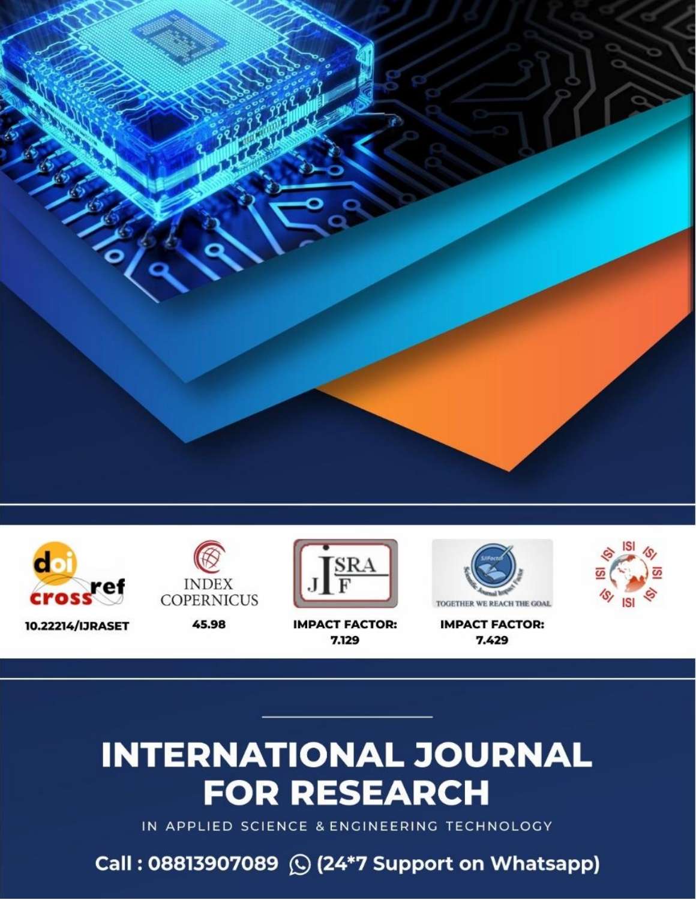10.22214/IJRASET

45.98

IMPACT FACTOR: 7.129

IMPACT FACTOR: 7.429

# INTERNATIONAL JOURNAL FOR RESEARCH

IN APPLIED SCIENCE & ENGINEERING TECHNOLOGY

Call : 08813907089 (24*7 Support on Whatsapp)